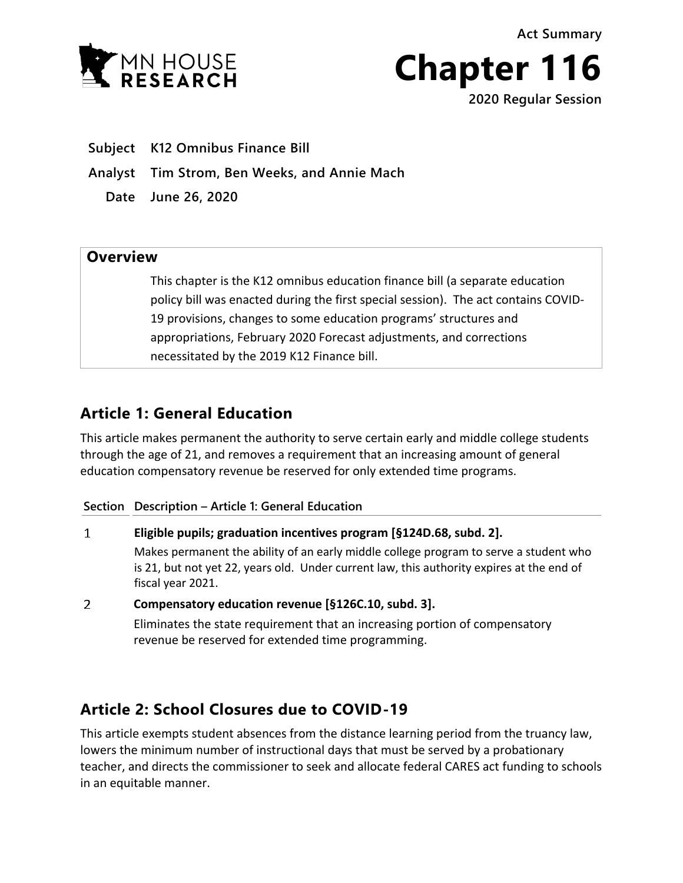Act Summary

# Chapter 116

2020 Regular Session

**Subject** K12 Omnibus Finance Bill

**Analyst** Tim Strom, Ben Weeks, and Annie Mach

**Date** June 26, 2020

## Overview

This chapter is the K12 omnibus education finance bill (a separate education policy bill was enacted during the first special session). The act contains COVID-19 provisions, changes to some education programs' structures and appropriations, February 2020 Forecast adjustments, and corrections necessitated by the 2019 K12 Finance bill.

## Article 1: General Education

This article makes permanent the authority to serve certain early and middle college students through the age of 21, and removes a requirement that an increasing amount of general education compensatory revenue be reserved for only extended time programs.

| Section | Description – Article 1: General Education |
|---|---|
| 1 | **Eligible pupils; graduation incentives program [§124D.68, subd. 2].**<br>Makes permanent the ability of an early middle college program to serve a student who is 21, but not yet 22, years old. Under current law, this authority expires at the end of fiscal year 2021. |
| 2 | **Compensatory education revenue [§126C.10, subd. 3].**<br>Eliminates the state requirement that an increasing portion of compensatory revenue be reserved for extended time programming. |

## Article 2: School Closures due to COVID-19

This article exempts student absences from the distance learning period from the truancy law, lowers the minimum number of instructional days that must be served by a probationary teacher, and directs the commissioner to seek and allocate federal CARES act funding to schools in an equitable manner.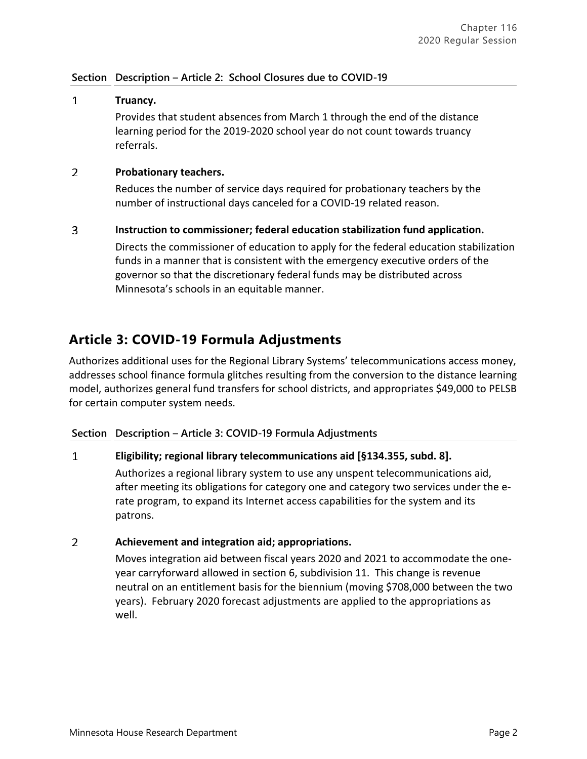| Section | Description – Article 2: School Closures due to COVID-19 |
|---|---|
| 1 | **Truancy.**<br>Provides that student absences from March 1 through the end of the distance learning period for the 2019-2020 school year do not count towards truancy referrals. |
| 2 | **Probationary teachers.**<br>Reduces the number of service days required for probationary teachers by the number of instructional days canceled for a COVID-19 related reason. |
| 3 | **Instruction to commissioner; federal education stabilization fund application.**<br>Directs the commissioner of education to apply for the federal education stabilization funds in a manner that is consistent with the emergency executive orders of the governor so that the discretionary federal funds may be distributed across Minnesota's schools in an equitable manner. |

## Article 3: COVID-19 Formula Adjustments

Authorizes additional uses for the Regional Library Systems' telecommunications access money, addresses school finance formula glitches resulting from the conversion to the distance learning model, authorizes general fund transfers for school districts, and appropriates $49,000 to PELSB for certain computer system needs.

| Section | Description – Article 3: COVID-19 Formula Adjustments |
|---|---|
| 1 | **Eligibility; regional library telecommunications aid [§134.355, subd. 8].**<br>Authorizes a regional library system to use any unspent telecommunications aid, after meeting its obligations for category one and category two services under the e-rate program, to expand its Internet access capabilities for the system and its patrons. |
| 2 | **Achievement and integration aid; appropriations.**<br>Moves integration aid between fiscal years 2020 and 2021 to accommodate the one-year carryforward allowed in section 6, subdivision 11. This change is revenue neutral on an entitlement basis for the biennium (moving $708,000 between the two years). February 2020 forecast adjustments are applied to the appropriations as well. |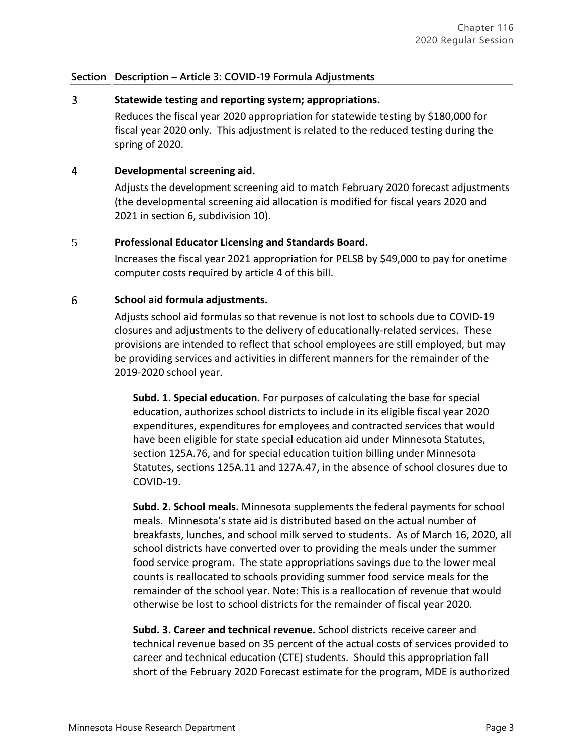**Section Description – Article 3: COVID-19 Formula Adjustments**

3 **Statewide testing and reporting system; appropriations.**

Reduces the fiscal year 2020 appropriation for statewide testing by $180,000 for fiscal year 2020 only. This adjustment is related to the reduced testing during the spring of 2020.

4 **Developmental screening aid.**

Adjusts the development screening aid to match February 2020 forecast adjustments (the developmental screening aid allocation is modified for fiscal years 2020 and 2021 in section 6, subdivision 10).

5 **Professional Educator Licensing and Standards Board.**

Increases the fiscal year 2021 appropriation for PELSB by $49,000 to pay for onetime computer costs required by article 4 of this bill.

6 **School aid formula adjustments.**

Adjusts school aid formulas so that revenue is not lost to schools due to COVID-19 closures and adjustments to the delivery of educationally-related services. These provisions are intended to reflect that school employees are still employed, but may be providing services and activities in different manners for the remainder of the 2019-2020 school year.

**Subd. 1. Special education.** For purposes of calculating the base for special education, authorizes school districts to include in its eligible fiscal year 2020 expenditures, expenditures for employees and contracted services that would have been eligible for state special education aid under Minnesota Statutes, section 125A.76, and for special education tuition billing under Minnesota Statutes, sections 125A.11 and 127A.47, in the absence of school closures due to COVID-19.

**Subd. 2. School meals.** Minnesota supplements the federal payments for school meals. Minnesota's state aid is distributed based on the actual number of breakfasts, lunches, and school milk served to students. As of March 16, 2020, all school districts have converted over to providing the meals under the summer food service program. The state appropriations savings due to the lower meal counts is reallocated to schools providing summer food service meals for the remainder of the school year. Note: This is a reallocation of revenue that would otherwise be lost to school districts for the remainder of fiscal year 2020.

**Subd. 3. Career and technical revenue.** School districts receive career and technical revenue based on 35 percent of the actual costs of services provided to career and technical education (CTE) students. Should this appropriation fall short of the February 2020 Forecast estimate for the program, MDE is authorized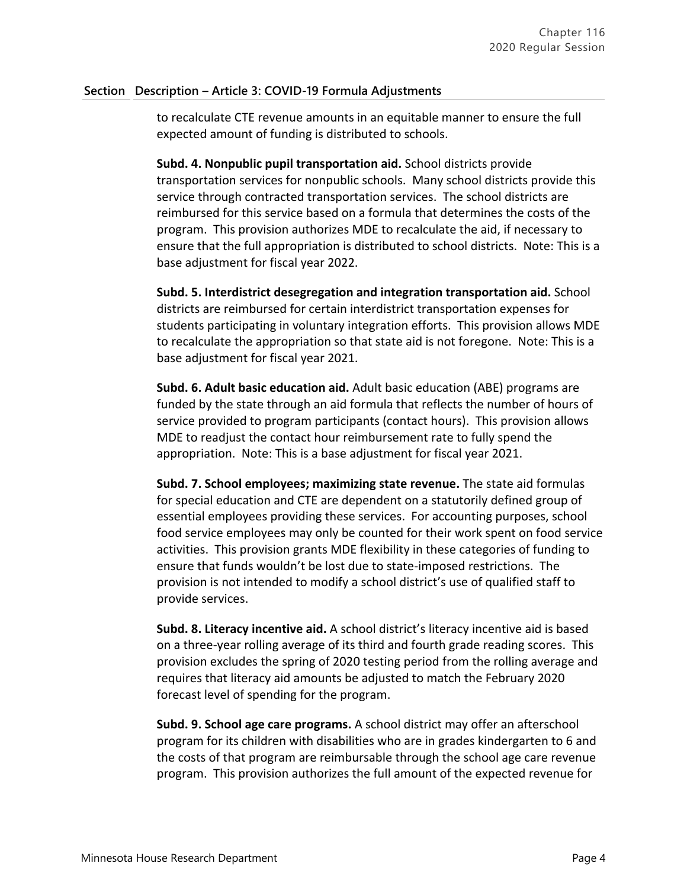**Section Description – Article 3: COVID-19 Formula Adjustments**

to recalculate CTE revenue amounts in an equitable manner to ensure the full expected amount of funding is distributed to schools.

**Subd. 4. Nonpublic pupil transportation aid.** School districts provide transportation services for nonpublic schools. Many school districts provide this service through contracted transportation services. The school districts are reimbursed for this service based on a formula that determines the costs of the program. This provision authorizes MDE to recalculate the aid, if necessary to ensure that the full appropriation is distributed to school districts. Note: This is a base adjustment for fiscal year 2022.

**Subd. 5. Interdistrict desegregation and integration transportation aid.** School districts are reimbursed for certain interdistrict transportation expenses for students participating in voluntary integration efforts. This provision allows MDE to recalculate the appropriation so that state aid is not foregone. Note: This is a base adjustment for fiscal year 2021.

**Subd. 6. Adult basic education aid.** Adult basic education (ABE) programs are funded by the state through an aid formula that reflects the number of hours of service provided to program participants (contact hours). This provision allows MDE to readjust the contact hour reimbursement rate to fully spend the appropriation. Note: This is a base adjustment for fiscal year 2021.

**Subd. 7. School employees; maximizing state revenue.** The state aid formulas for special education and CTE are dependent on a statutorily defined group of essential employees providing these services. For accounting purposes, school food service employees may only be counted for their work spent on food service activities. This provision grants MDE flexibility in these categories of funding to ensure that funds wouldn't be lost due to state-imposed restrictions. The provision is not intended to modify a school district's use of qualified staff to provide services.

**Subd. 8. Literacy incentive aid.** A school district's literacy incentive aid is based on a three-year rolling average of its third and fourth grade reading scores. This provision excludes the spring of 2020 testing period from the rolling average and requires that literacy aid amounts be adjusted to match the February 2020 forecast level of spending for the program.

**Subd. 9. School age care programs.** A school district may offer an afterschool program for its children with disabilities who are in grades kindergarten to 6 and the costs of that program are reimbursable through the school age care revenue program. This provision authorizes the full amount of the expected revenue for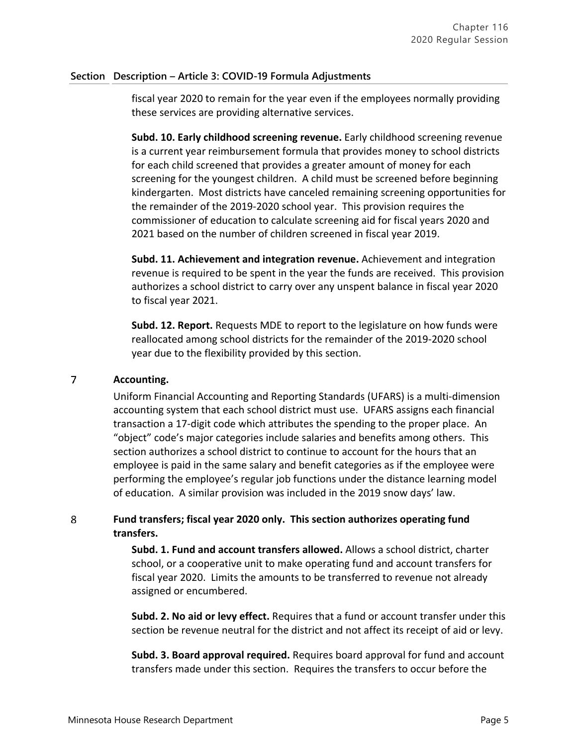**Section Description – Article 3: COVID-19 Formula Adjustments**

fiscal year 2020 to remain for the year even if the employees normally providing these services are providing alternative services.

**Subd. 10. Early childhood screening revenue.** Early childhood screening revenue is a current year reimbursement formula that provides money to school districts for each child screened that provides a greater amount of money for each screening for the youngest children. A child must be screened before beginning kindergarten. Most districts have canceled remaining screening opportunities for the remainder of the 2019-2020 school year. This provision requires the commissioner of education to calculate screening aid for fiscal years 2020 and 2021 based on the number of children screened in fiscal year 2019.

**Subd. 11. Achievement and integration revenue.** Achievement and integration revenue is required to be spent in the year the funds are received. This provision authorizes a school district to carry over any unspent balance in fiscal year 2020 to fiscal year 2021.

**Subd. 12. Report.** Requests MDE to report to the legislature on how funds were reallocated among school districts for the remainder of the 2019-2020 school year due to the flexibility provided by this section.

7 **Accounting.**

Uniform Financial Accounting and Reporting Standards (UFARS) is a multi-dimension accounting system that each school district must use. UFARS assigns each financial transaction a 17-digit code which attributes the spending to the proper place. An "object" code's major categories include salaries and benefits among others. This section authorizes a school district to continue to account for the hours that an employee is paid in the same salary and benefit categories as if the employee were performing the employee's regular job functions under the distance learning model of education. A similar provision was included in the 2019 snow days' law.

8 **Fund transfers; fiscal year 2020 only. This section authorizes operating fund transfers.**

**Subd. 1. Fund and account transfers allowed.** Allows a school district, charter school, or a cooperative unit to make operating fund and account transfers for fiscal year 2020. Limits the amounts to be transferred to revenue not already assigned or encumbered.

**Subd. 2. No aid or levy effect.** Requires that a fund or account transfer under this section be revenue neutral for the district and not affect its receipt of aid or levy.

**Subd. 3. Board approval required.** Requires board approval for fund and account transfers made under this section. Requires the transfers to occur before the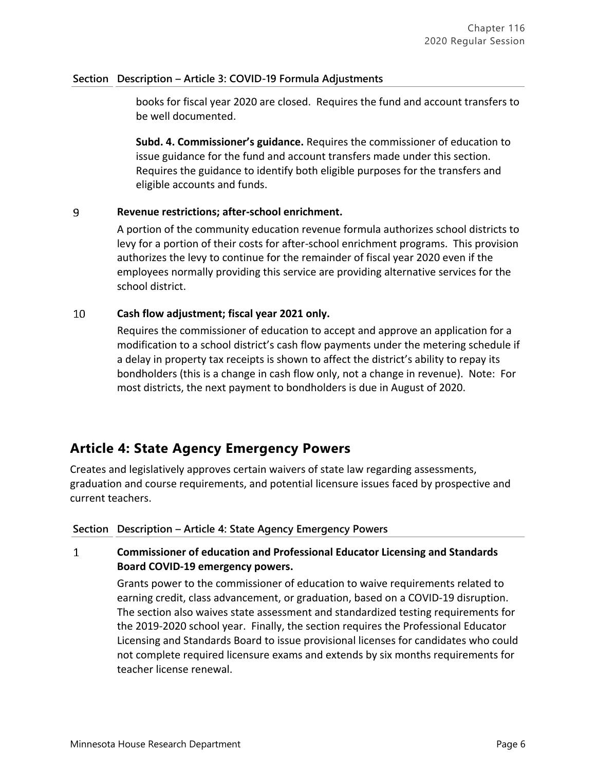| Section | Description – Article 3: COVID-19 Formula Adjustments |
|---|---|
| | books for fiscal year 2020 are closed. Requires the fund and account transfers to be well documented. **Subd. 4. Commissioner's guidance.** Requires the commissioner of education to issue guidance for the fund and account transfers made under this section. Requires the guidance to identify both eligible purposes for the transfers and eligible accounts and funds. |
| 9 | **Revenue restrictions; after-school enrichment.** A portion of the community education revenue formula authorizes school districts to levy for a portion of their costs for after-school enrichment programs. This provision authorizes the levy to continue for the remainder of fiscal year 2020 even if the employees normally providing this service are providing alternative services for the school district. |
| 10 | **Cash flow adjustment; fiscal year 2021 only.** Requires the commissioner of education to accept and approve an application for a modification to a school district's cash flow payments under the metering schedule if a delay in property tax receipts is shown to affect the district's ability to repay its bondholders (this is a change in cash flow only, not a change in revenue). Note: For most districts, the next payment to bondholders is due in August of 2020. |

## Article 4: State Agency Emergency Powers

Creates and legislatively approves certain waivers of state law regarding assessments, graduation and course requirements, and potential licensure issues faced by prospective and current teachers.

| Section | Description – Article 4: State Agency Emergency Powers |
|---|---|
| 1 | **Commissioner of education and Professional Educator Licensing and Standards Board COVID-19 emergency powers.** Grants power to the commissioner of education to waive requirements related to earning credit, class advancement, or graduation, based on a COVID-19 disruption. The section also waives state assessment and standardized testing requirements for the 2019-2020 school year. Finally, the section requires the Professional Educator Licensing and Standards Board to issue provisional licenses for candidates who could not complete required licensure exams and extends by six months requirements for teacher license renewal. |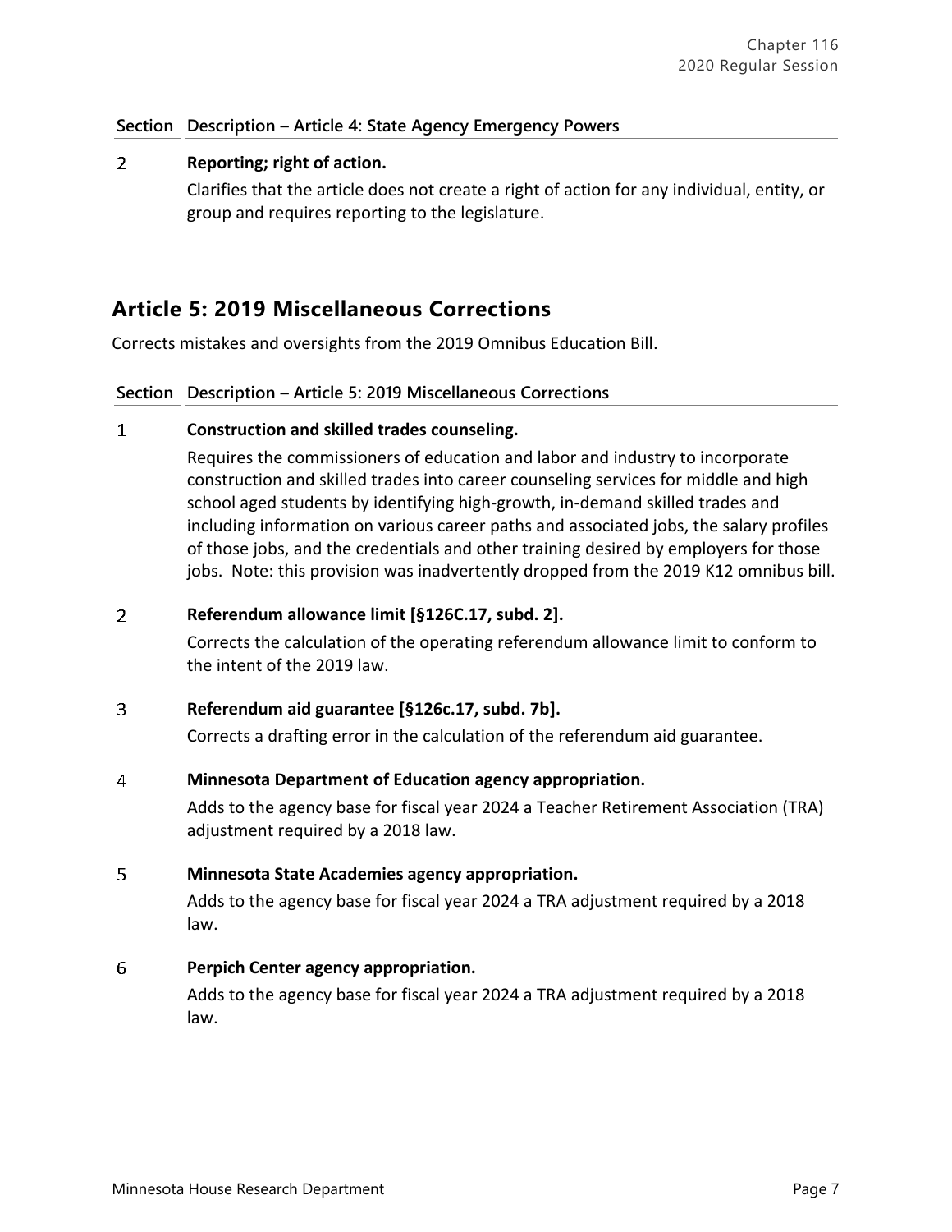| Section | Description – Article 4: State Agency Emergency Powers |
|---|---|
| 2 | **Reporting; right of action.** Clarifies that the article does not create a right of action for any individual, entity, or group and requires reporting to the legislature. |

## Article 5: 2019 Miscellaneous Corrections

Corrects mistakes and oversights from the 2019 Omnibus Education Bill.

| Section | Description – Article 5: 2019 Miscellaneous Corrections |
|---|---|
| 1 | **Construction and skilled trades counseling.** Requires the commissioners of education and labor and industry to incorporate construction and skilled trades into career counseling services for middle and high school aged students by identifying high-growth, in-demand skilled trades and including information on various career paths and associated jobs, the salary profiles of those jobs, and the credentials and other training desired by employers for those jobs. Note: this provision was inadvertently dropped from the 2019 K12 omnibus bill. |
| 2 | **Referendum allowance limit [§126C.17, subd. 2].** Corrects the calculation of the operating referendum allowance limit to conform to the intent of the 2019 law. |
| 3 | **Referendum aid guarantee [§126c.17, subd. 7b].** Corrects a drafting error in the calculation of the referendum aid guarantee. |
| 4 | **Minnesota Department of Education agency appropriation.** Adds to the agency base for fiscal year 2024 a Teacher Retirement Association (TRA) adjustment required by a 2018 law. |
| 5 | **Minnesota State Academies agency appropriation.** Adds to the agency base for fiscal year 2024 a TRA adjustment required by a 2018 law. |
| 6 | **Perpich Center agency appropriation.** Adds to the agency base for fiscal year 2024 a TRA adjustment required by a 2018 law. |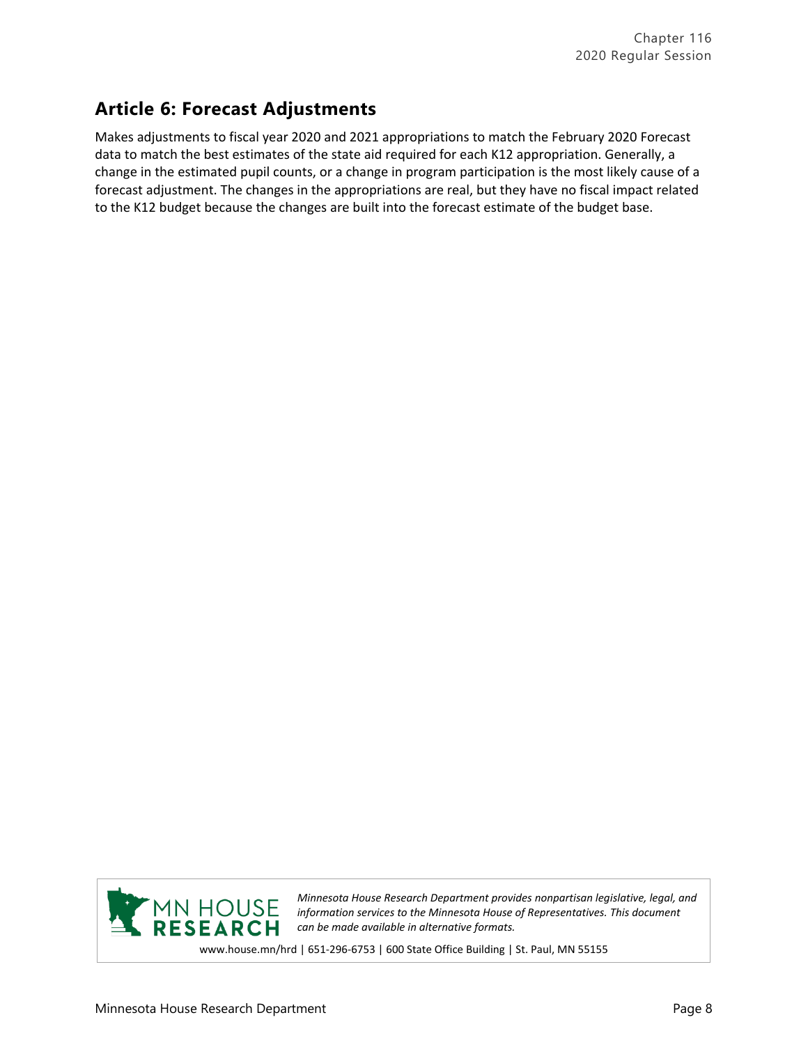## Article 6: Forecast Adjustments

Makes adjustments to fiscal year 2020 and 2021 appropriations to match the February 2020 Forecast data to match the best estimates of the state aid required for each K12 appropriation. Generally, a change in the estimated pupil counts, or a change in program participation is the most likely cause of a forecast adjustment. The changes in the appropriations are real, but they have no fiscal impact related to the K12 budget because the changes are built into the forecast estimate of the budget base.

MN HOUSE RESEARCH

*Minnesota House Research Department provides nonpartisan legislative, legal, and information services to the Minnesota House of Representatives. This document can be made available in alternative formats.*

www.house.mn/hrd | 651-296-6753 | 600 State Office Building | St. Paul, MN 55155